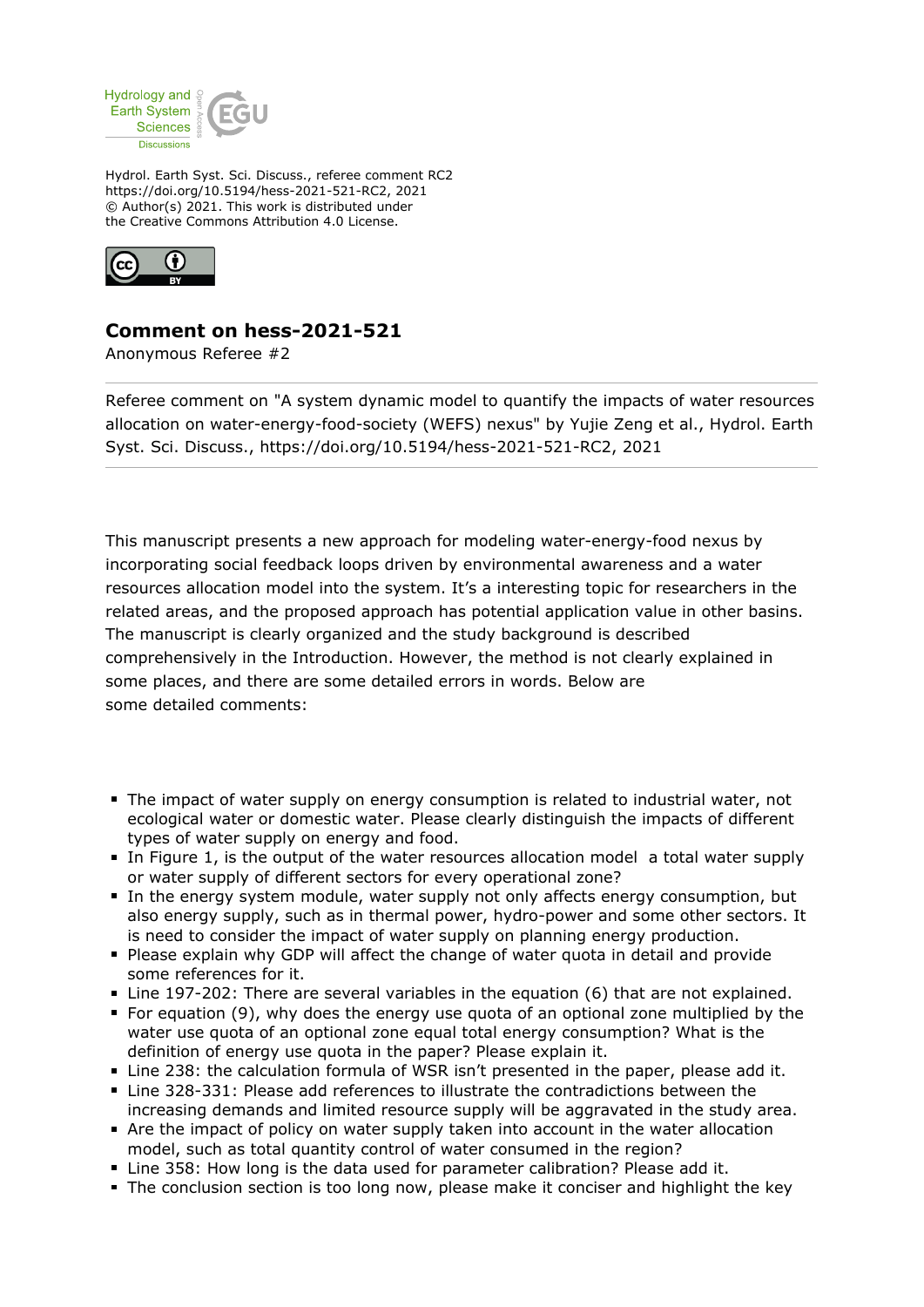Hydrol. Earth Syst. Sci. Discuss., referee comment RC2
https://doi.org/10.5194/hess-2021-521-RC2, 2021
© Author(s) 2021. This work is distributed under
the Creative Commons Attribution 4.0 License.

# Comment on hess-2021-521

Anonymous Referee #2

Referee comment on "A system dynamic model to quantify the impacts of water resources allocation on water-energy-food-society (WEFS) nexus" by Yujie Zeng et al., Hydrol. Earth Syst. Sci. Discuss., https://doi.org/10.5194/hess-2021-521-RC2, 2021

This manuscript presents a new approach for modeling water-energy-food nexus by incorporating social feedback loops driven by environmental awareness and a water resources allocation model into the system. It's a interesting topic for researchers in the related areas, and the proposed approach has potential application value in other basins. The manuscript is clearly organized and the study background is described comprehensively in the Introduction. However, the method is not clearly explained in some places, and there are some detailed errors in words. Below are some detailed comments:

- The impact of water supply on energy consumption is related to industrial water, not ecological water or domestic water. Please clearly distinguish the impacts of different types of water supply on energy and food.
- In Figure 1, is the output of the water resources allocation model a total water supply or water supply of different sectors for every operational zone?
- In the energy system module, water supply not only affects energy consumption, but also energy supply, such as in thermal power, hydro-power and some other sectors. It is need to consider the impact of water supply on planning energy production.
- Please explain why GDP will affect the change of water quota in detail and provide some references for it.
- Line 197-202: There are several variables in the equation (6) that are not explained.
- For equation (9), why does the energy use quota of an optional zone multiplied by the water use quota of an optional zone equal total energy consumption? What is the definition of energy use quota in the paper? Please explain it.
- Line 238: the calculation formula of WSR isn't presented in the paper, please add it.
- Line 328-331: Please add references to illustrate the contradictions between the increasing demands and limited resource supply will be aggravated in the study area.
- Are the impact of policy on water supply taken into account in the water allocation model, such as total quantity control of water consumed in the region?
- Line 358: How long is the data used for parameter calibration? Please add it.
- The conclusion section is too long now, please make it conciser and highlight the key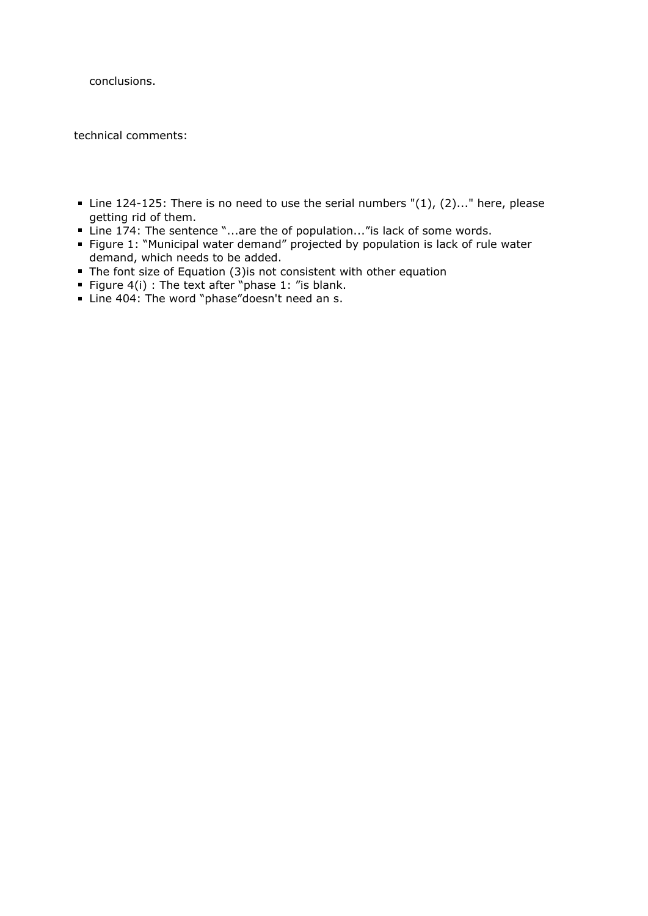conclusions.

technical comments:

- Line 124-125: There is no need to use the serial numbers "(1), (2)..." here, please getting rid of them.
- Line 174: The sentence "...are the of population..."is lack of some words.
- Figure 1: "Municipal water demand" projected by population is lack of rule water demand, which needs to be added.
- The font size of Equation (3)is not consistent with other equation
- Figure 4(i) : The text after "phase 1: "is blank.
- Line 404: The word "phase"doesn't need an s.